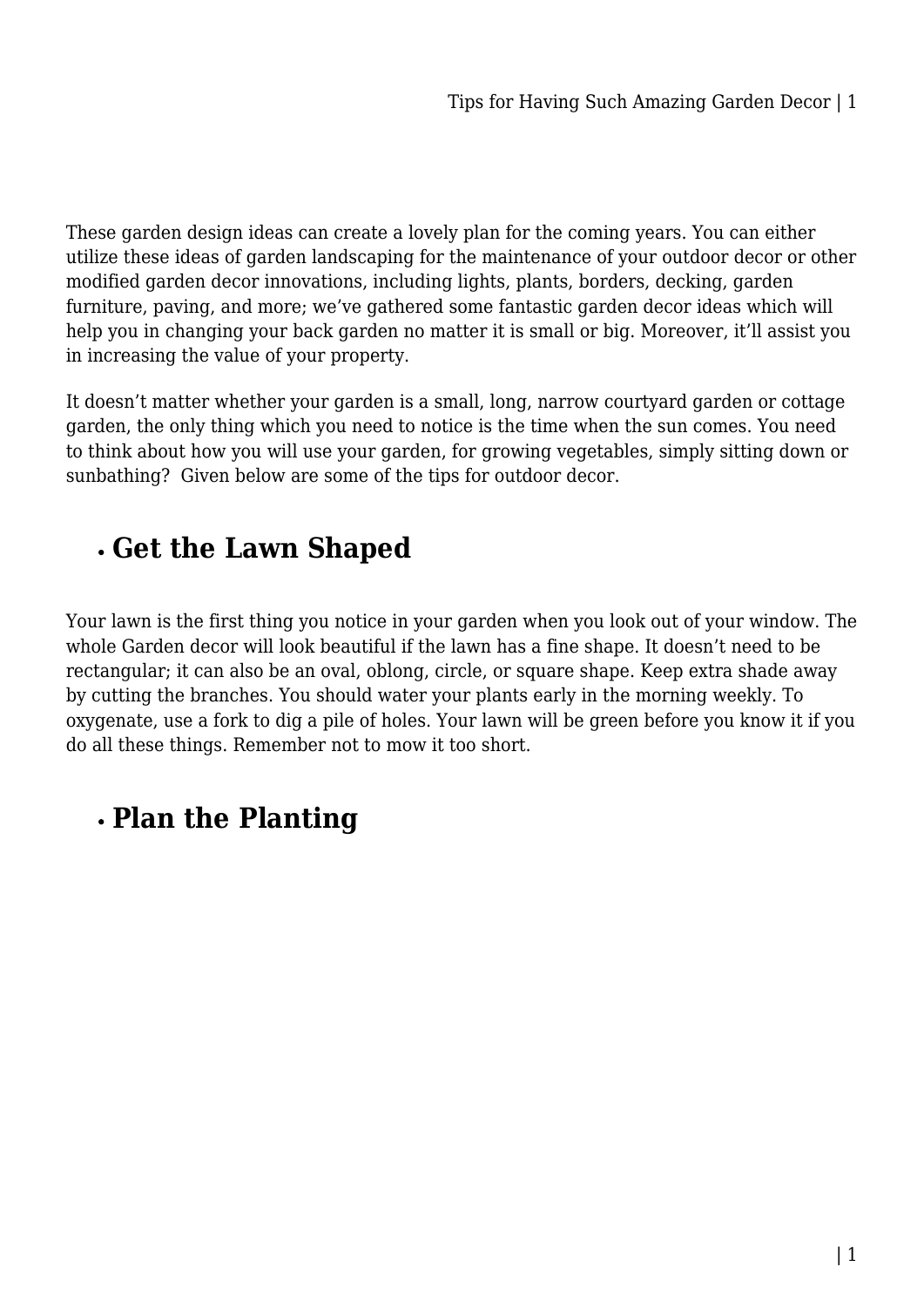These garden design ideas can create a lovely plan for the coming years. You can either utilize these ideas of garden landscaping for the maintenance of your outdoor decor or other modified garden decor innovations, including lights, plants, borders, decking, garden furniture, paving, and more; we've gathered some fantastic garden decor ideas which will help you in changing your back garden no matter it is small or big. Moreover, it'll assist you in increasing the value of your property.

It doesn't matter whether your garden is a small, long, narrow courtyard garden or cottage garden, the only thing which you need to notice is the time when the sun comes. You need to think about how you will use your garden, for growing vegetables, simply sitting down or sunbathing?  Given below are some of the tips for outdoor decor.

- ## Get the Lawn Shaped

Your lawn is the first thing you notice in your garden when you look out of your window. The whole Garden decor will look beautiful if the lawn has a fine shape. It doesn't need to be rectangular; it can also be an oval, oblong, circle, or square shape. Keep extra shade away by cutting the branches. You should water your plants early in the morning weekly. To oxygenate, use a fork to dig a pile of holes. Your lawn will be green before you know it if you do all these things. Remember not to mow it too short.

- ## Plan the Planting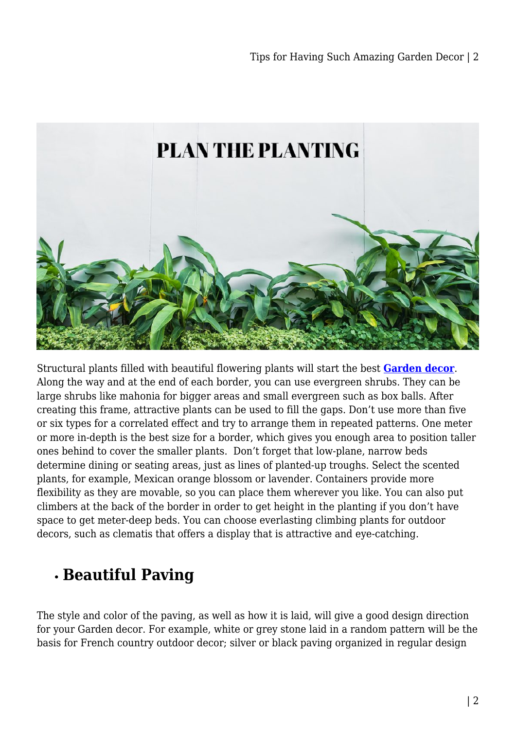Structural plants filled with beautiful flowering plants will start the best **Garden decor**. Along the way and at the end of each border, you can use evergreen shrubs. They can be large shrubs like mahonia for bigger areas and small evergreen such as box balls. After creating this frame, attractive plants can be used to fill the gaps. Don't use more than five or six types for a correlated effect and try to arrange them in repeated patterns. One meter or more in-depth is the best size for a border, which gives you enough area to position taller ones behind to cover the smaller plants. Don't forget that low-plane, narrow beds determine dining or seating areas, just as lines of planted-up troughs. Select the scented plants, for example, Mexican orange blossom or lavender. Containers provide more flexibility as they are movable, so you can place them wherever you like. You can also put climbers at the back of the border in order to get height in the planting if you don't have space to get meter-deep beds. You can choose everlasting climbing plants for outdoor decors, such as clematis that offers a display that is attractive and eye-catching.

- ## Beautiful Paving

The style and color of the paving, as well as how it is laid, will give a good design direction for your Garden decor. For example, white or grey stone laid in a random pattern will be the basis for French country outdoor decor; silver or black paving organized in regular design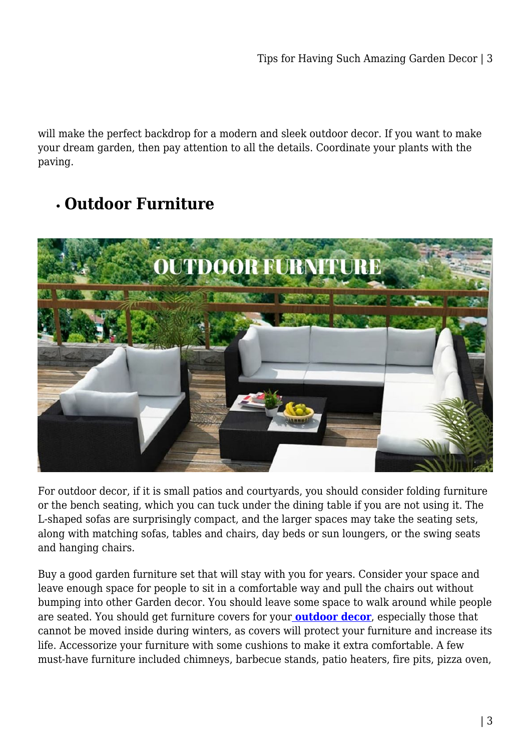will make the perfect backdrop for a modern and sleek outdoor decor. If you want to make your dream garden, then pay attention to all the details. Coordinate your plants with the paving.

- ## Outdoor Furniture

For outdoor decor, if it is small patios and courtyards, you should consider folding furniture or the bench seating, which you can tuck under the dining table if you are not using it. The L-shaped sofas are surprisingly compact, and the larger spaces may take the seating sets, along with matching sofas, tables and chairs, day beds or sun loungers, or the swing seats and hanging chairs.

Buy a good garden furniture set that will stay with you for years. Consider your space and leave enough space for people to sit in a comfortable way and pull the chairs out without bumping into other Garden decor. You should leave some space to walk around while people are seated. You should get furniture covers for your **outdoor decor**, especially those that cannot be moved inside during winters, as covers will protect your furniture and increase its life. Accessorize your furniture with some cushions to make it extra comfortable. A few must-have furniture included chimneys, barbecue stands, patio heaters, fire pits, pizza oven,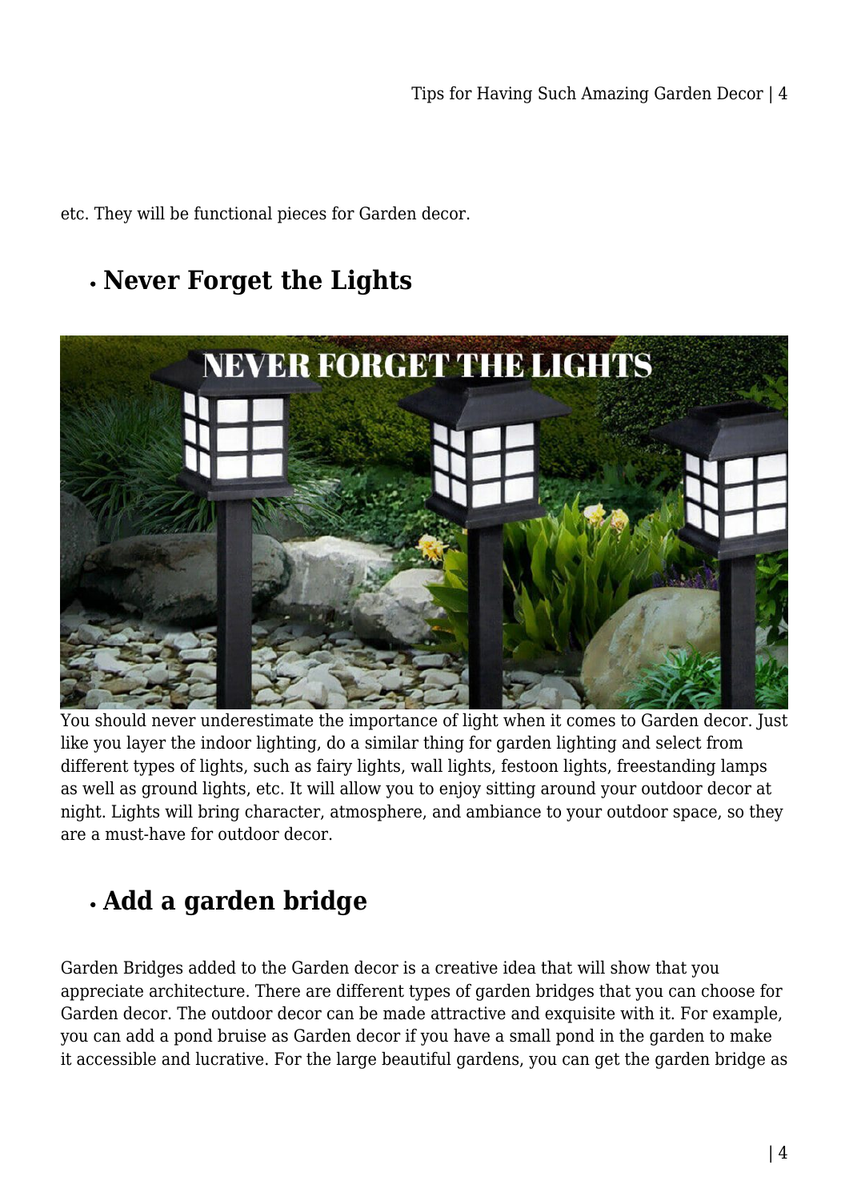etc. They will be functional pieces for Garden decor.

- ## Never Forget the Lights

You should never underestimate the importance of light when it comes to Garden decor. Just like you layer the indoor lighting, do a similar thing for garden lighting and select from different types of lights, such as fairy lights, wall lights, festoon lights, freestanding lamps as well as ground lights, etc. It will allow you to enjoy sitting around your outdoor decor at night. Lights will bring character, atmosphere, and ambiance to your outdoor space, so they are a must-have for outdoor decor.

- ## Add a garden bridge

Garden Bridges added to the Garden decor is a creative idea that will show that you appreciate architecture. There are different types of garden bridges that you can choose for Garden decor. The outdoor decor can be made attractive and exquisite with it. For example, you can add a pond bruise as Garden decor if you have a small pond in the garden to make it accessible and lucrative. For the large beautiful gardens, you can get the garden bridge as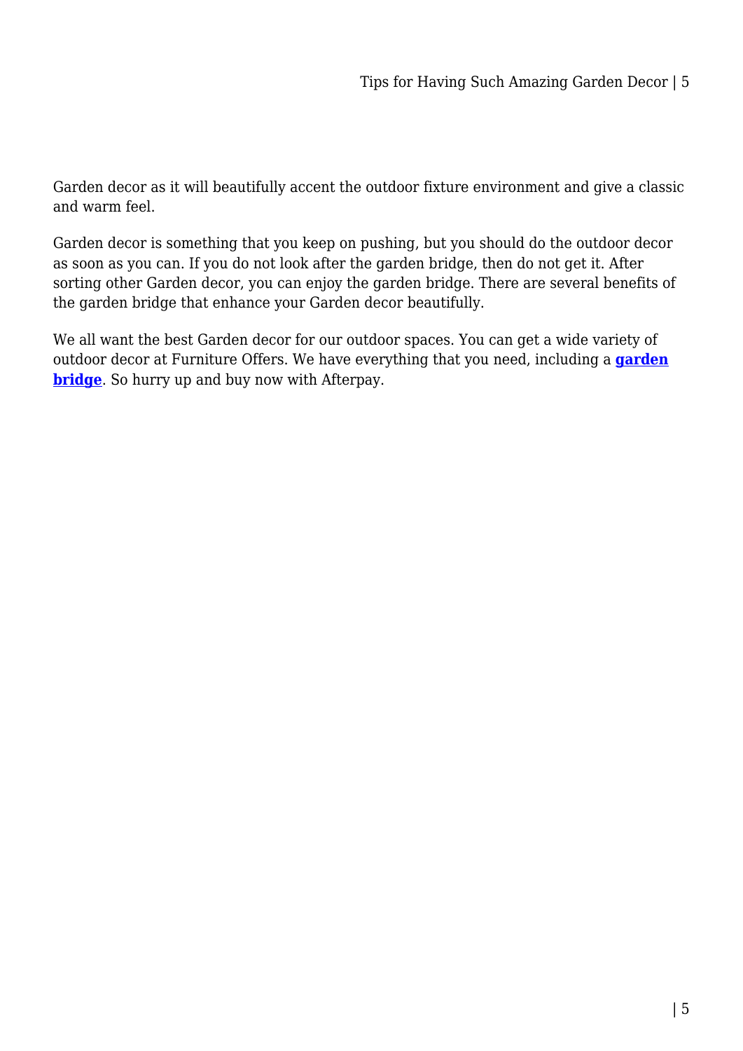Garden decor as it will beautifully accent the outdoor fixture environment and give a classic and warm feel.

Garden decor is something that you keep on pushing, but you should do the outdoor decor as soon as you can. If you do not look after the garden bridge, then do not get it. After sorting other Garden decor, you can enjoy the garden bridge. There are several benefits of the garden bridge that enhance your Garden decor beautifully.

We all want the best Garden decor for our outdoor spaces. You can get a wide variety of outdoor decor at Furniture Offers. We have everything that you need, including a **garden bridge**. So hurry up and buy now with Afterpay.